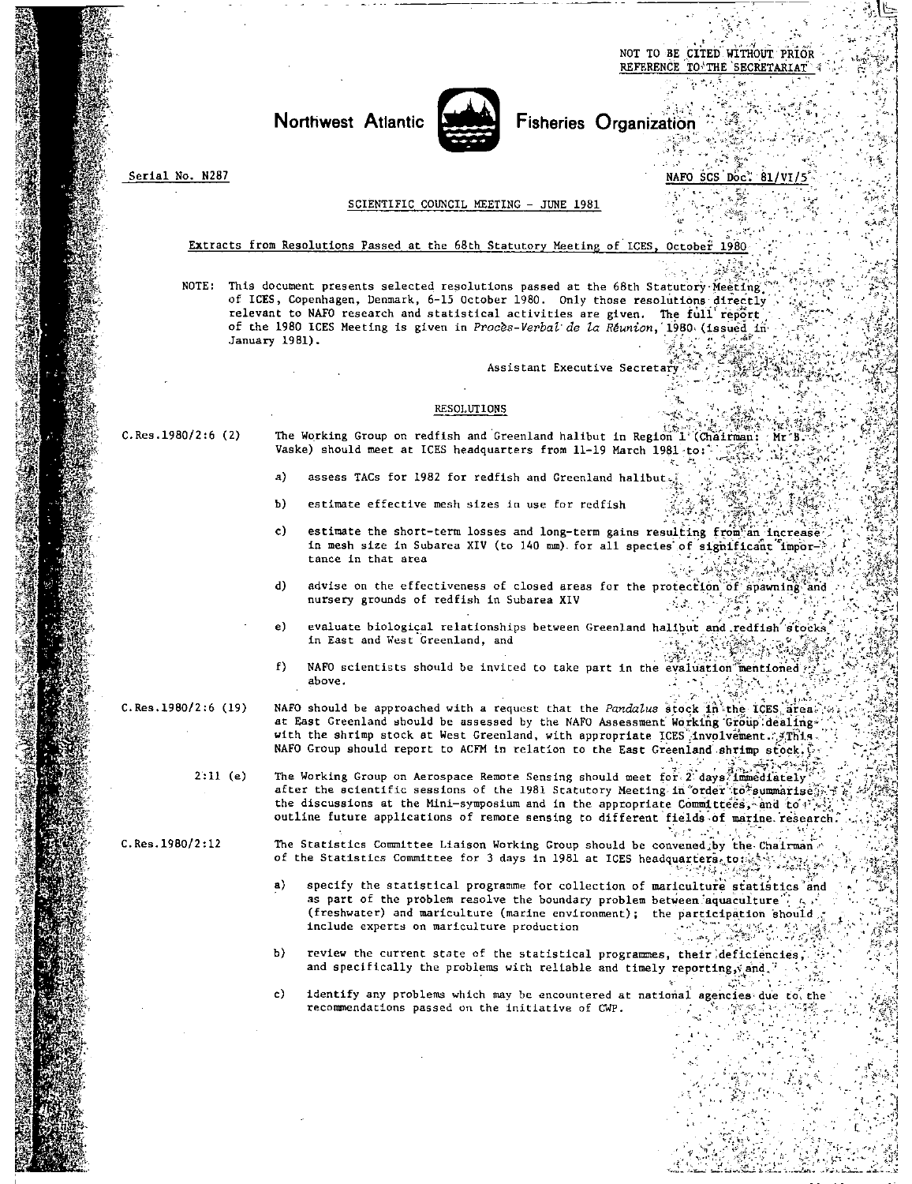NOT TO BE CITED WITHOUT PRIOR REFERENCE TO THE SECRETARIAT

Northwest Atlantic Fisheries Organization

Serial No. N287

NAFO SCS Doc. 81/VI/5

SCIENTIFIC COUNCIL MEETING - JUNE 1981

Extracts from Resolutions Passed at the 68th Statutory Meeting of ICES, October 1980

NOTE: This document presents selected resolutions passed at the 68th Statutory Meeting of ICES, Copenhagen, Denmark, 6-15 October 1980. Only those resolutions directly relevant to NAFO research and statistical activities are given. The full report of the 1980 ICES Meeting is given in *Procès-Verbal de la Réunion*, 1980 (issued in January 1981).

Assistant Executive Secretary

RESOLUTIONS

C.Res.1980/2:6 (2) The Working Group on redfish and Greenland halibut in Region 1 (Chairman: Mr B. Vaske) should meet at ICES headquarters from 11-19 March 1981 to:

a) assess TACs for 1982 for redfish and Greenland halibut

b) estimate effective mesh sizes in use for redfish

c) estimate the short-term losses and long-term gains resulting from an increase in mesh size in Subarea XIV (to 140 mm) for all species of significant importance in that area

d) advise on the effectiveness of closed areas for the protection of spawning and nursery grounds of redfish in Subarea XIV

e) evaluate biological relationships between Greenland halibut and redfish stocks in East and West Greenland, and

f) NAFO scientists should be invited to take part in the evaluation mentioned above.

C.Res.1980/2:6 (19) NAFO should be approached with a request that the *Pandalus* stock in the ICES area at East Greenland should be assessed by the NAFO Assessment Working Group dealing with the shrimp stock at West Greenland, with appropriate ICES involvement. This NAFO Group should report to ACFM in relation to the East Greenland shrimp stock.

2:11 (e) The Working Group on Aerospace Remote Sensing should meet for 2 days immediately after the scientific sessions of the 1981 Statutory Meeting in order to summarise the discussions at the Mini-symposium and in the appropriate Committees, and to outline future applications of remote sensing to different fields of marine research.

C.Res.1980/2:12 The Statistics Committee Liaison Working Group should be convened by the Chairman of the Statistics Committee for 3 days in 1981 at ICES headquarters to:

a) specify the statistical programme for collection of mariculture statistics and as part of the problem resolve the boundary problem between aquaculture (freshwater) and mariculture (marine environment); the participation should include experts on mariculture production

b) review the current state of the statistical programmes, their deficiencies, and specifically the problems with reliable and timely reporting, and

c) identify any problems which may be encountered at national agencies due to the recommendations passed on the initiative of CWP.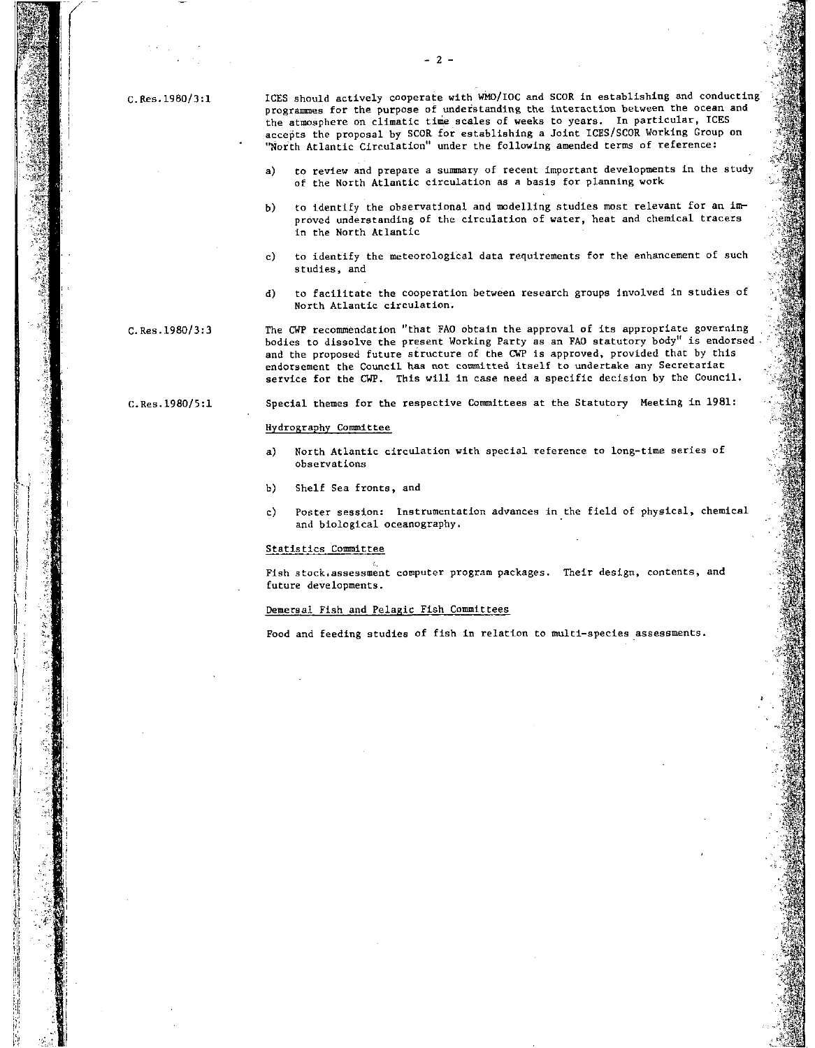C.Res.1980/3:1

ICES should actively cooperate with WMO/IOC and SCOR in establishing and conducting programmes for the purpose of understanding the interaction between the ocean and the atmosphere on climatic time scales of weeks to years. In particular, ICES accepts the proposal by SCOR for establishing a Joint ICES/SCOR Working Group on "North Atlantic Circulation" under the following amended terms of reference:

a) to review and prepare a summary of recent important developments in the study of the North Atlantic circulation as a basis for planning work

b) to identify the observational and modelling studies most relevant for an improved understanding of the circulation of water, heat and chemical tracers in the North Atlantic

c) to identify the meteorological data requirements for the enhancement of such studies, and

d) to facilitate the cooperation between research groups involved in studies of North Atlantic circulation.

C.Res.1980/3:3

The CWP recommendation "that FAO obtain the approval of its appropriate governing bodies to dissolve the present Working Party as an FAO statutory body" is endorsed and the proposed future structure of the CWP is approved, provided that by this endorsement the Council has not committed itself to undertake any Secretariat service for the CWP. This will in case need a specific decision by the Council.

C.Res.1980/5:1

Special themes for the respective Committees at the Statutory Meeting in 1981:

Hydrography Committee

a) North Atlantic circulation with special reference to long-time series of observations

b) Shelf Sea fronts, and

c) Poster session: Instrumentation advances in the field of physical, chemical and biological oceanography.

Statistics Committee

Fish stock assessment computer program packages. Their design, contents, and future developments.

Demersal Fish and Pelagic Fish Committees

Food and feeding studies of fish in relation to multi-species assessments.